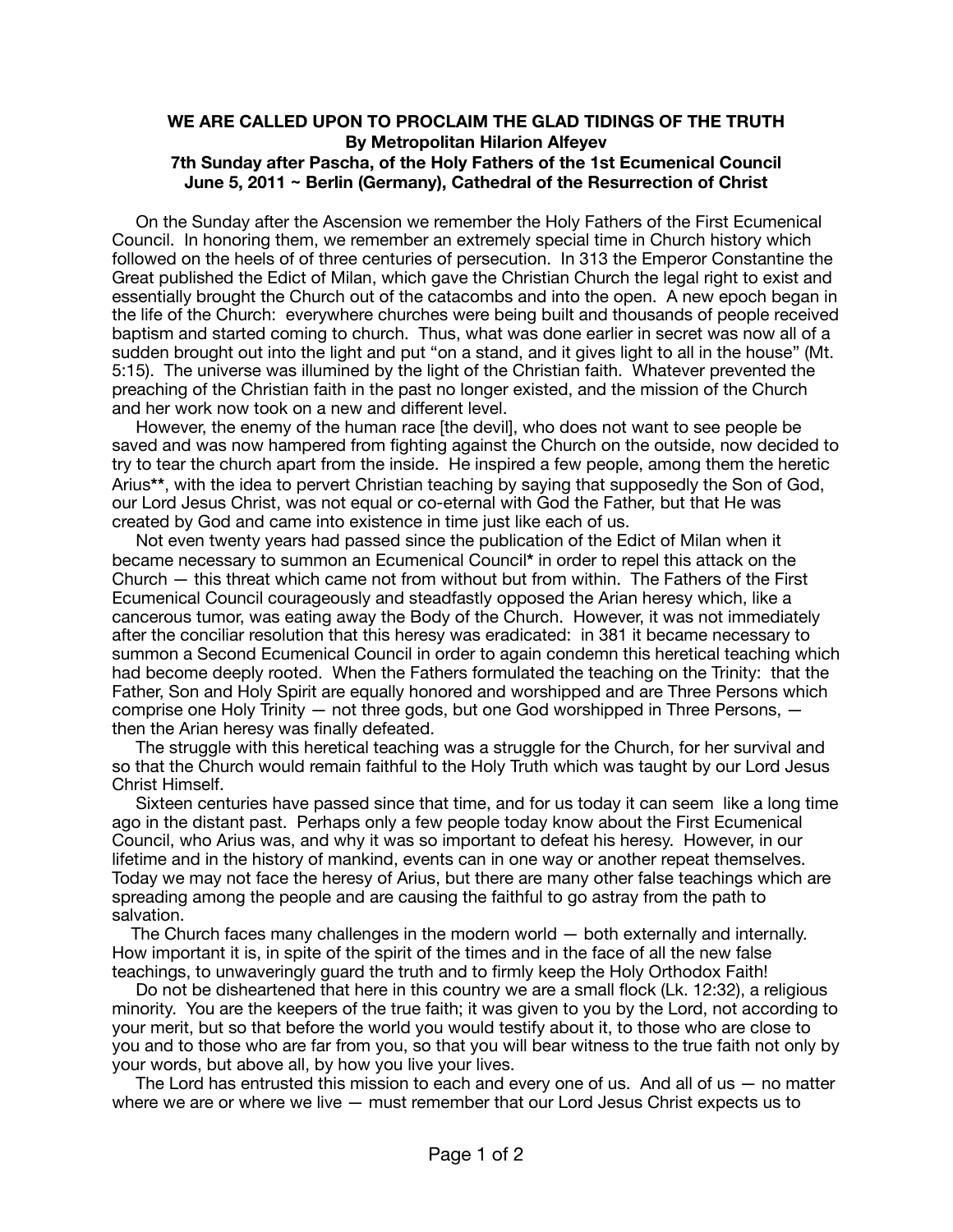**WE ARE CALLED UPON TO PROCLAIM THE GLAD TIDINGS OF THE TRUTH**
**By Metropolitan Hilarion Alfeyev**
**7th Sunday after Pascha, of the Holy Fathers of the 1st Ecumenical Council**
**June 5, 2011 ~ Berlin (Germany), Cathedral of the Resurrection of Christ**

On the Sunday after the Ascension we remember the Holy Fathers of the First Ecumenical Council. In honoring them, we remember an extremely special time in Church history which followed on the heels of of three centuries of persecution. In 313 the Emperor Constantine the Great published the Edict of Milan, which gave the Christian Church the legal right to exist and essentially brought the Church out of the catacombs and into the open. A new epoch began in the life of the Church: everywhere churches were being built and thousands of people received baptism and started coming to church. Thus, what was done earlier in secret was now all of a sudden brought out into the light and put "on a stand, and it gives light to all in the house" (Mt. 5:15). The universe was illumined by the light of the Christian faith. Whatever prevented the preaching of the Christian faith in the past no longer existed, and the mission of the Church and her work now took on a new and different level.

However, the enemy of the human race [the devil], who does not want to see people be saved and was now hampered from fighting against the Church on the outside, now decided to try to tear the church apart from the inside. He inspired a few people, among them the heretic Arius**, with the idea to pervert Christian teaching by saying that supposedly the Son of God, our Lord Jesus Christ, was not equal or co-eternal with God the Father, but that He was created by God and came into existence in time just like each of us.

Not even twenty years had passed since the publication of the Edict of Milan when it became necessary to summon an Ecumenical Council* in order to repel this attack on the Church — this threat which came not from without but from within. The Fathers of the First Ecumenical Council courageously and steadfastly opposed the Arian heresy which, like a cancerous tumor, was eating away the Body of the Church. However, it was not immediately after the conciliar resolution that this heresy was eradicated: in 381 it became necessary to summon a Second Ecumenical Council in order to again condemn this heretical teaching which had become deeply rooted. When the Fathers formulated the teaching on the Trinity: that the Father, Son and Holy Spirit are equally honored and worshipped and are Three Persons which comprise one Holy Trinity — not three gods, but one God worshipped in Three Persons, — then the Arian heresy was finally defeated.

The struggle with this heretical teaching was a struggle for the Church, for her survival and so that the Church would remain faithful to the Holy Truth which was taught by our Lord Jesus Christ Himself.

Sixteen centuries have passed since that time, and for us today it can seem like a long time ago in the distant past. Perhaps only a few people today know about the First Ecumenical Council, who Arius was, and why it was so important to defeat his heresy. However, in our lifetime and in the history of mankind, events can in one way or another repeat themselves. Today we may not face the heresy of Arius, but there are many other false teachings which are spreading among the people and are causing the faithful to go astray from the path to salvation.

The Church faces many challenges in the modern world — both externally and internally. How important it is, in spite of the spirit of the times and in the face of all the new false teachings, to unwaveringly guard the truth and to firmly keep the Holy Orthodox Faith!

Do not be disheartened that here in this country we are a small flock (Lk. 12:32), a religious minority. You are the keepers of the true faith; it was given to you by the Lord, not according to your merit, but so that before the world you would testify about it, to those who are close to you and to those who are far from you, so that you will bear witness to the true faith not only by your words, but above all, by how you live your lives.

The Lord has entrusted this mission to each and every one of us. And all of us — no matter where we are or where we live — must remember that our Lord Jesus Christ expects us to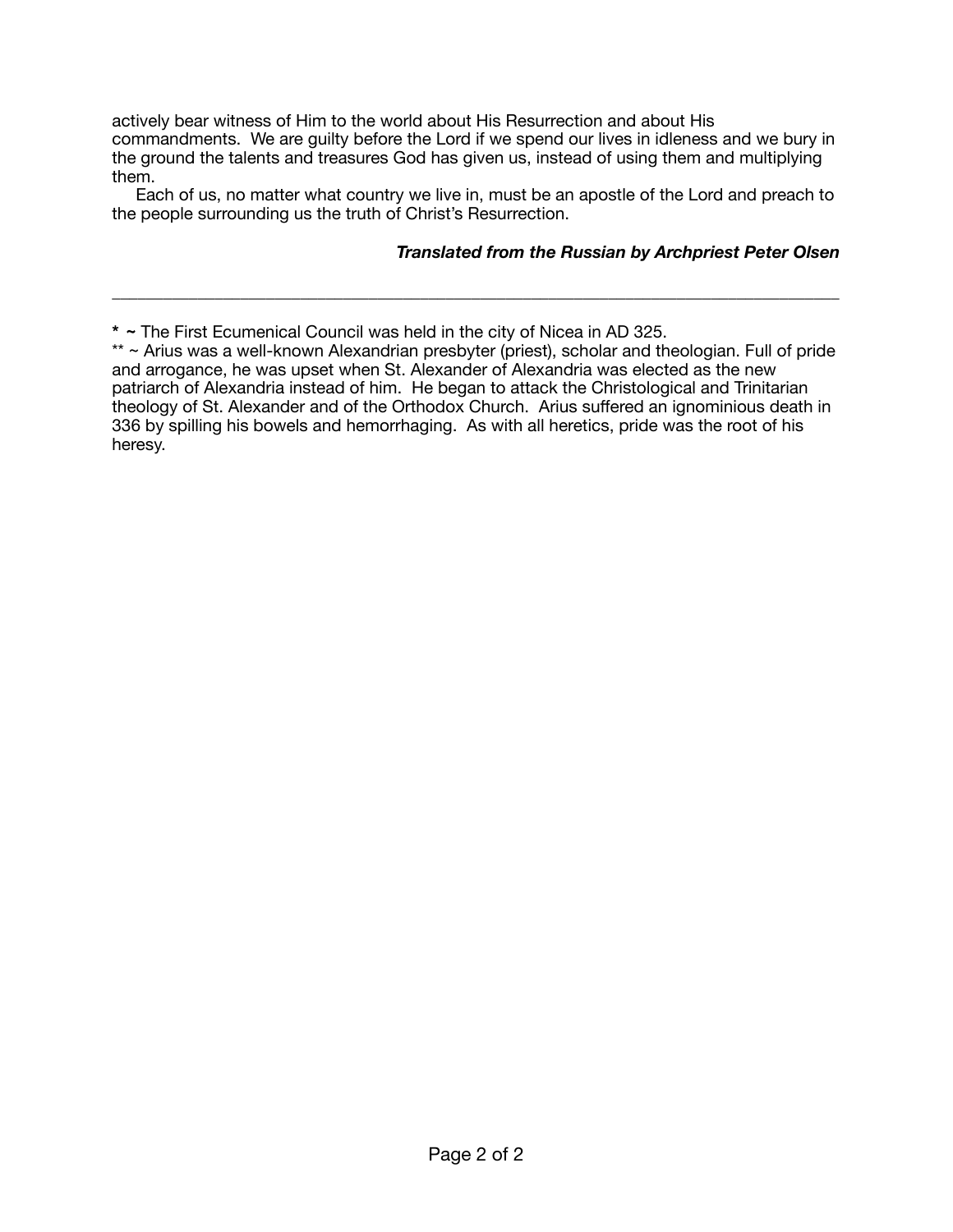actively bear witness of Him to the world about His Resurrection and about His commandments. We are guilty before the Lord if we spend our lives in idleness and we bury in the ground the talents and treasures God has given us, instead of using them and multiplying them.

Each of us, no matter what country we live in, must be an apostle of the Lord and preach to the people surrounding us the truth of Christ's Resurrection.

***Translated from the Russian by Archpriest Peter Olsen***

---

**\* ~** The First Ecumenical Council was held in the city of Nicea in AD 325.

\*\* ~ Arius was a well-known Alexandrian presbyter (priest), scholar and theologian. Full of pride and arrogance, he was upset when St. Alexander of Alexandria was elected as the new patriarch of Alexandria instead of him. He began to attack the Christological and Trinitarian theology of St. Alexander and of the Orthodox Church. Arius suffered an ignominious death in 336 by spilling his bowels and hemorrhaging. As with all heretics, pride was the root of his heresy.